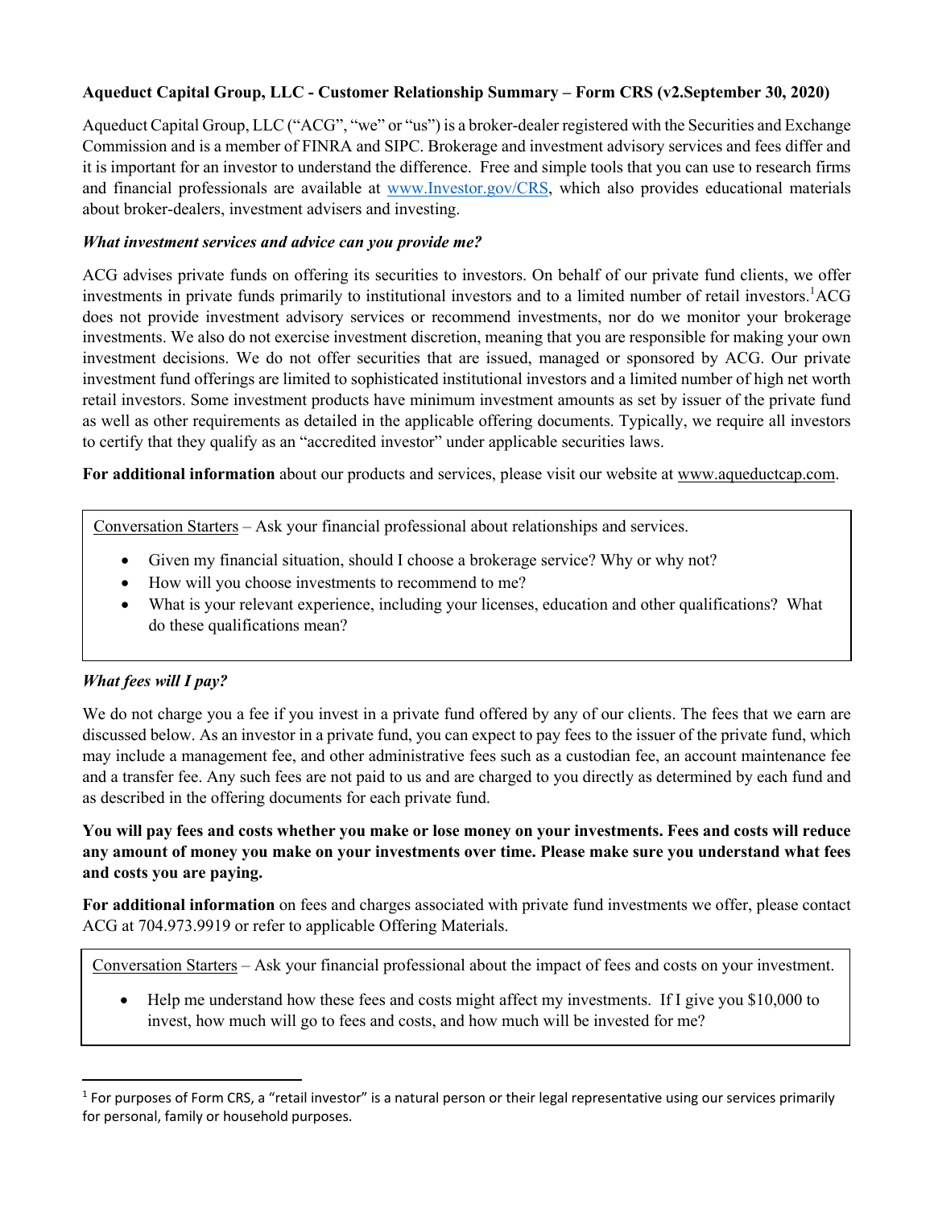**Aqueduct Capital Group, LLC - Customer Relationship Summary – Form CRS (v2.September 30, 2020)**

Aqueduct Capital Group, LLC ("ACG", "we" or "us") is a broker-dealer registered with the Securities and Exchange Commission and is a member of FINRA and SIPC. Brokerage and investment advisory services and fees differ and it is important for an investor to understand the difference. Free and simple tools that you can use to research firms and financial professionals are available at www.Investor.gov/CRS, which also provides educational materials about broker-dealers, investment advisers and investing.

***What investment services and advice can you provide me?***

ACG advises private funds on offering its securities to investors. On behalf of our private fund clients, we offer investments in private funds primarily to institutional investors and to a limited number of retail investors.[1] ACG does not provide investment advisory services or recommend investments, nor do we monitor your brokerage investments. We also do not exercise investment discretion, meaning that you are responsible for making your own investment decisions. We do not offer securities that are issued, managed or sponsored by ACG. Our private investment fund offerings are limited to sophisticated institutional investors and a limited number of high net worth retail investors. Some investment products have minimum investment amounts as set by issuer of the private fund as well as other requirements as detailed in the applicable offering documents. Typically, we require all investors to certify that they qualify as an "accredited investor" under applicable securities laws.

**For additional information** about our products and services, please visit our website at www.aqueductcap.com.

Conversation Starters – Ask your financial professional about relationships and services.

- Given my financial situation, should I choose a brokerage service? Why or why not?
- How will you choose investments to recommend to me?
- What is your relevant experience, including your licenses, education and other qualifications? What do these qualifications mean?

***What fees will I pay?***

We do not charge you a fee if you invest in a private fund offered by any of our clients. The fees that we earn are discussed below. As an investor in a private fund, you can expect to pay fees to the issuer of the private fund, which may include a management fee, and other administrative fees such as a custodian fee, an account maintenance fee and a transfer fee. Any such fees are not paid to us and are charged to you directly as determined by each fund and as described in the offering documents for each private fund.

**You will pay fees and costs whether you make or lose money on your investments. Fees and costs will reduce any amount of money you make on your investments over time. Please make sure you understand what fees and costs you are paying.**

**For additional information** on fees and charges associated with private fund investments we offer, please contact ACG at 704.973.9919 or refer to applicable Offering Materials.

Conversation Starters – Ask your financial professional about the impact of fees and costs on your investment.

- Help me understand how these fees and costs might affect my investments. If I give you $10,000 to invest, how much will go to fees and costs, and how much will be invested for me?

[1] For purposes of Form CRS, a "retail investor" is a natural person or their legal representative using our services primarily for personal, family or household purposes.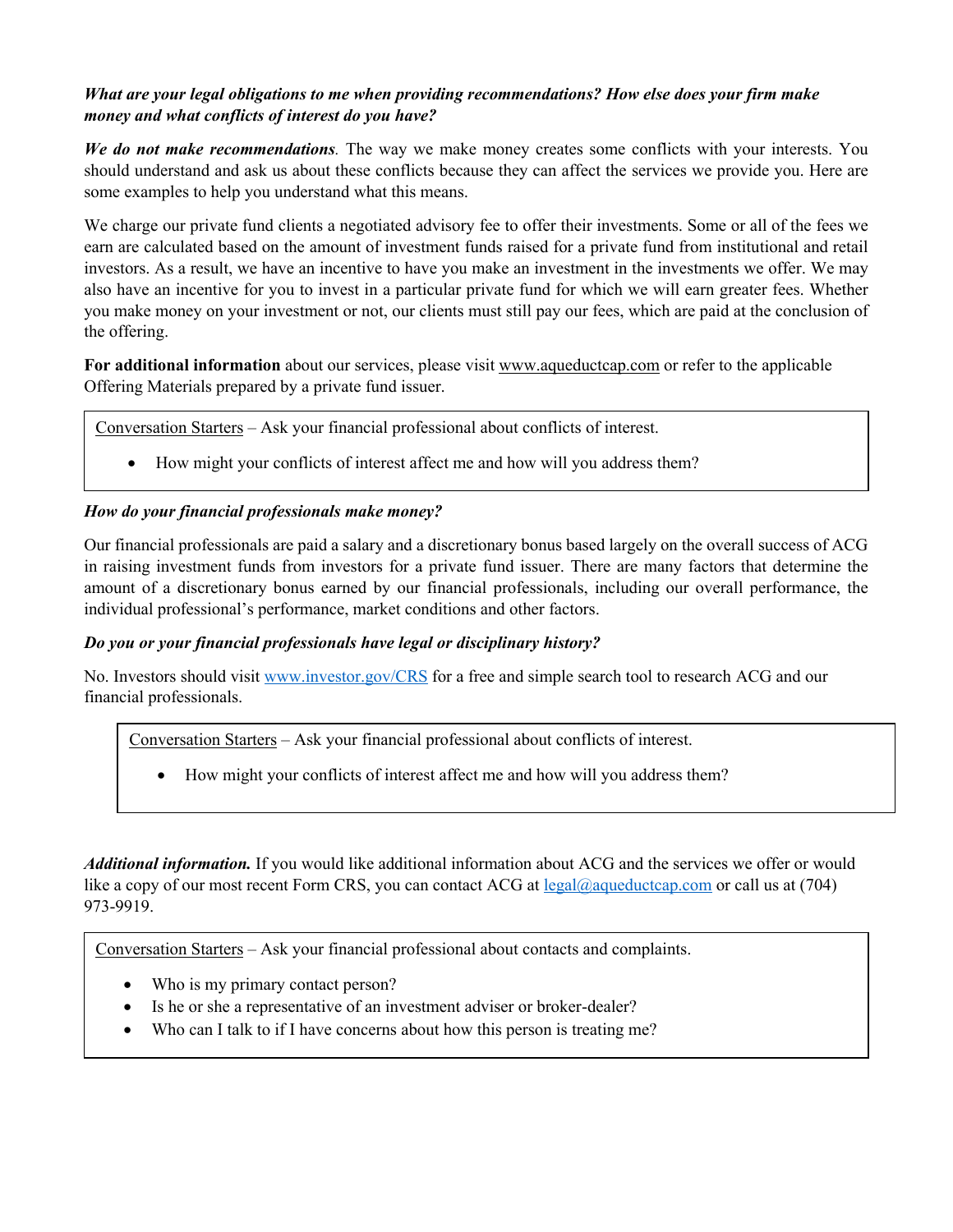***What are your legal obligations to me when providing recommendations? How else does your firm make money and what conflicts of interest do you have?***

***We do not make recommendations***. The way we make money creates some conflicts with your interests. You should understand and ask us about these conflicts because they can affect the services we provide you. Here are some examples to help you understand what this means.

We charge our private fund clients a negotiated advisory fee to offer their investments. Some or all of the fees we earn are calculated based on the amount of investment funds raised for a private fund from institutional and retail investors. As a result, we have an incentive to have you make an investment in the investments we offer. We may also have an incentive for you to invest in a particular private fund for which we will earn greater fees. Whether you make money on your investment or not, our clients must still pay our fees, which are paid at the conclusion of the offering.

**For additional information** about our services, please visit www.aqueductcap.com or refer to the applicable Offering Materials prepared by a private fund issuer.

Conversation Starters – Ask your financial professional about conflicts of interest.

- How might your conflicts of interest affect me and how will you address them?

***How do your financial professionals make money?***

Our financial professionals are paid a salary and a discretionary bonus based largely on the overall success of ACG in raising investment funds from investors for a private fund issuer. There are many factors that determine the amount of a discretionary bonus earned by our financial professionals, including our overall performance, the individual professional's performance, market conditions and other factors.

***Do you or your financial professionals have legal or disciplinary history?***

No. Investors should visit www.investor.gov/CRS for a free and simple search tool to research ACG and our financial professionals.

Conversation Starters – Ask your financial professional about conflicts of interest.

- How might your conflicts of interest affect me and how will you address them?

***Additional information.*** If you would like additional information about ACG and the services we offer or would like a copy of our most recent Form CRS, you can contact ACG at legal@aqueductcap.com or call us at (704) 973-9919.

Conversation Starters – Ask your financial professional about contacts and complaints.

- Who is my primary contact person?
- Is he or she a representative of an investment adviser or broker-dealer?
- Who can I talk to if I have concerns about how this person is treating me?